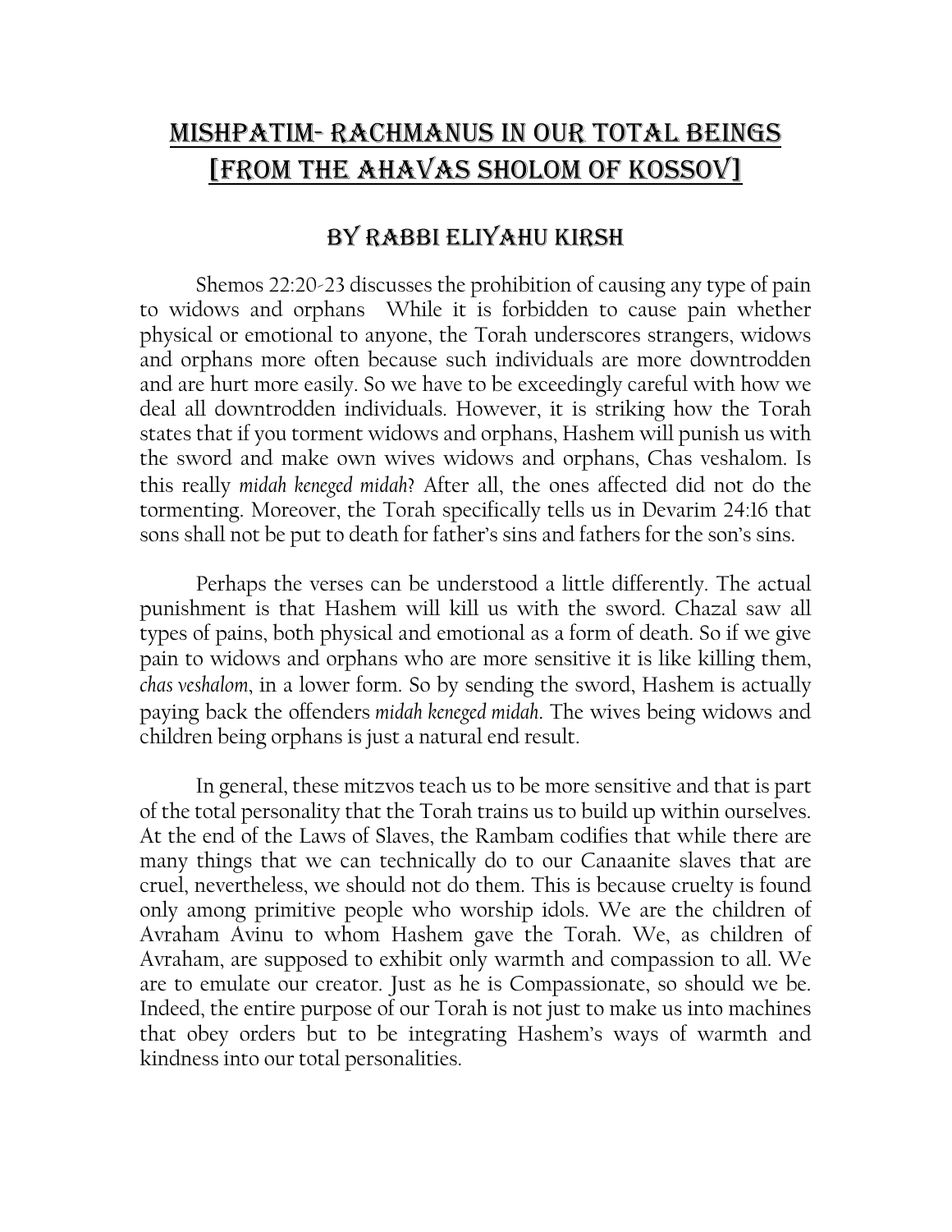# Mishpatim- Rachmanus in Our Total Beings [From the Ahavas Sholom of Kossov]

## By Rabbi Eliyahu Kirsh

Shemos 22:20-23 discusses the prohibition of causing any type of pain to widows and orphans While it is forbidden to cause pain whether physical or emotional to anyone, the Torah underscores strangers, widows and orphans more often because such individuals are more downtrodden and are hurt more easily. So we have to be exceedingly careful with how we deal all downtrodden individuals. However, it is striking how the Torah states that if you torment widows and orphans, Hashem will punish us with the sword and make own wives widows and orphans, Chas veshalom. Is this really *midah keneged midah*? After all, the ones affected did not do the tormenting. Moreover, the Torah specifically tells us in Devarim 24:16 that sons shall not be put to death for father's sins and fathers for the son's sins.

Perhaps the verses can be understood a little differently. The actual punishment is that Hashem will kill us with the sword. Chazal saw all types of pains, both physical and emotional as a form of death. So if we give pain to widows and orphans who are more sensitive it is like killing them, *chas veshalom*, in a lower form. So by sending the sword, Hashem is actually paying back the offenders *midah keneged midah*. The wives being widows and children being orphans is just a natural end result.

In general, these mitzvos teach us to be more sensitive and that is part of the total personality that the Torah trains us to build up within ourselves. At the end of the Laws of Slaves, the Rambam codifies that while there are many things that we can technically do to our Canaanite slaves that are cruel, nevertheless, we should not do them. This is because cruelty is found only among primitive people who worship idols. We are the children of Avraham Avinu to whom Hashem gave the Torah. We, as children of Avraham, are supposed to exhibit only warmth and compassion to all. We are to emulate our creator. Just as he is Compassionate, so should we be. Indeed, the entire purpose of our Torah is not just to make us into machines that obey orders but to be integrating Hashem's ways of warmth and kindness into our total personalities.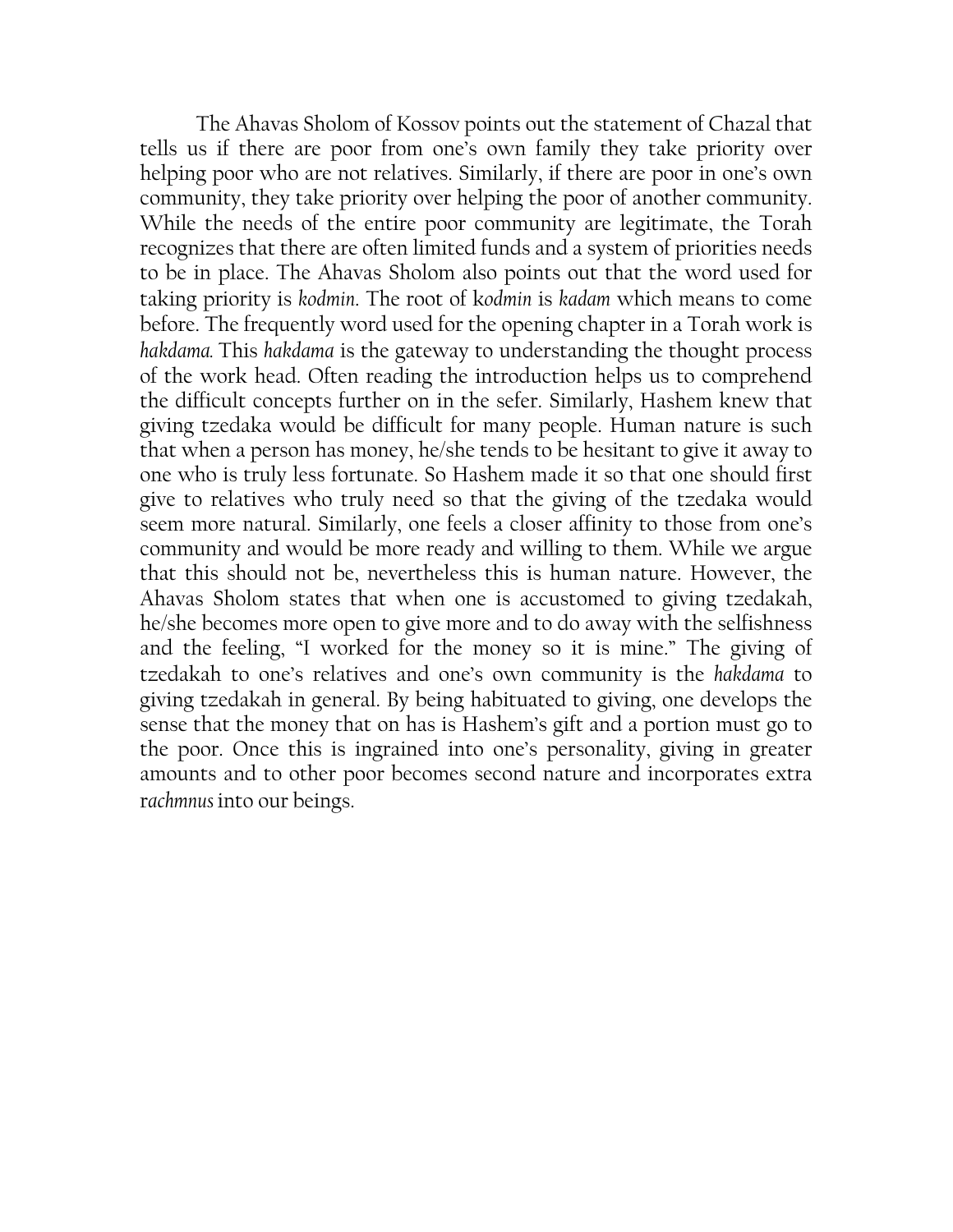The Ahavas Sholom of Kossov points out the statement of Chazal that tells us if there are poor from one's own family they take priority over helping poor who are not relatives. Similarly, if there are poor in one's own community, they take priority over helping the poor of another community. While the needs of the entire poor community are legitimate, the Torah recognizes that there are often limited funds and a system of priorities needs to be in place. The Ahavas Sholom also points out that the word used for taking priority is *kodmin*. The root of k*odmin* is *kadam* which means to come before. The frequently word used for the opening chapter in a Torah work is *hakdama.* This *hakdama* is the gateway to understanding the thought process of the work head. Often reading the introduction helps us to comprehend the difficult concepts further on in the sefer. Similarly, Hashem knew that giving tzedaka would be difficult for many people. Human nature is such that when a person has money, he/she tends to be hesitant to give it away to one who is truly less fortunate. So Hashem made it so that one should first give to relatives who truly need so that the giving of the tzedaka would seem more natural. Similarly, one feels a closer affinity to those from one's community and would be more ready and willing to them. While we argue that this should not be, nevertheless this is human nature. However, the Ahavas Sholom states that when one is accustomed to giving tzedakah, he/she becomes more open to give more and to do away with the selfishness and the feeling, "I worked for the money so it is mine." The giving of tzedakah to one's relatives and one's own community is the *hakdama* to giving tzedakah in general. By being habituated to giving, one develops the sense that the money that on has is Hashem's gift and a portion must go to the poor. Once this is ingrained into one's personality, giving in greater amounts and to other poor becomes second nature and incorporates extra r*achmnus* into our beings.